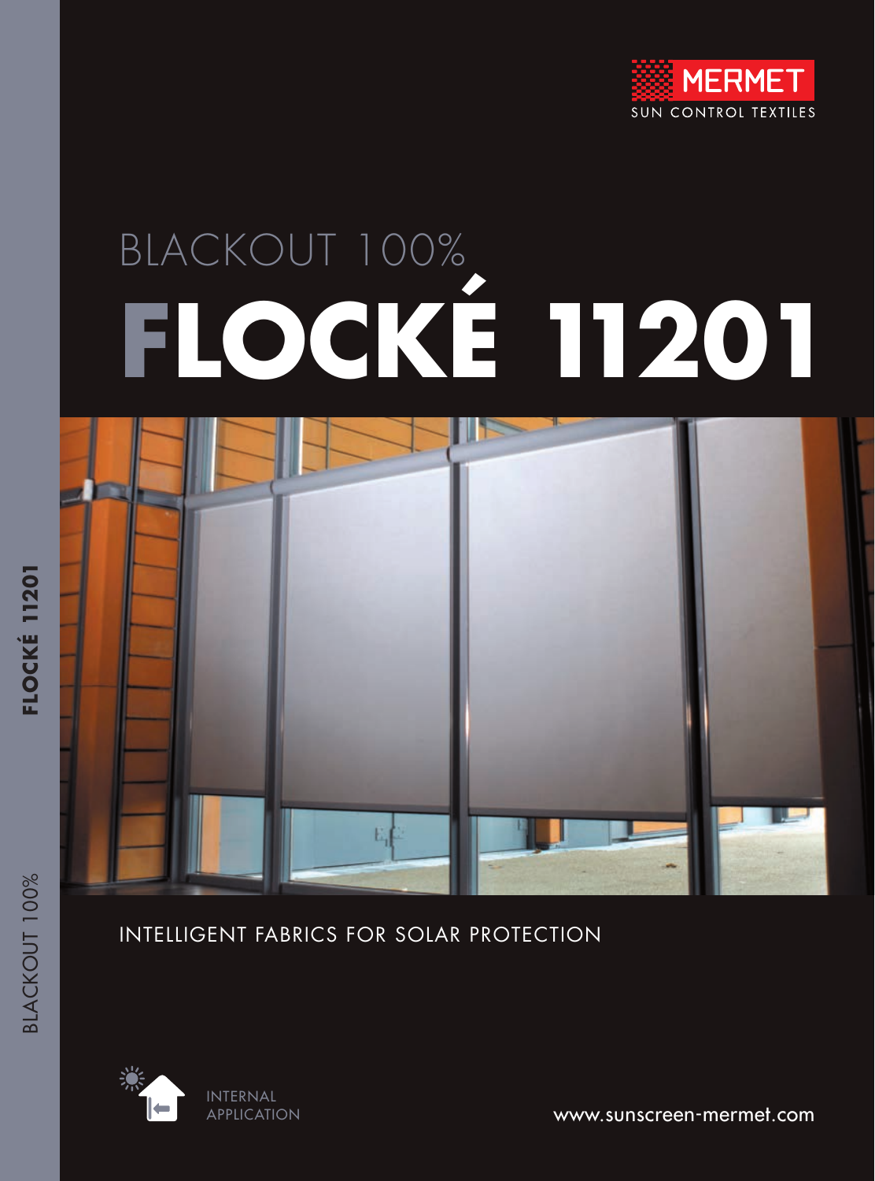MERMET

SUN CONTROL TEXTILES

# BLACKOUT 100%

# FLOCKÉ 11201

INTELLIGENT FABRICS FOR SOLAR PROTECTION

INTERNAL APPLICATION

www.sunscreen-mermet.com

FLOCKÉ 11201

BLACKOUT 100%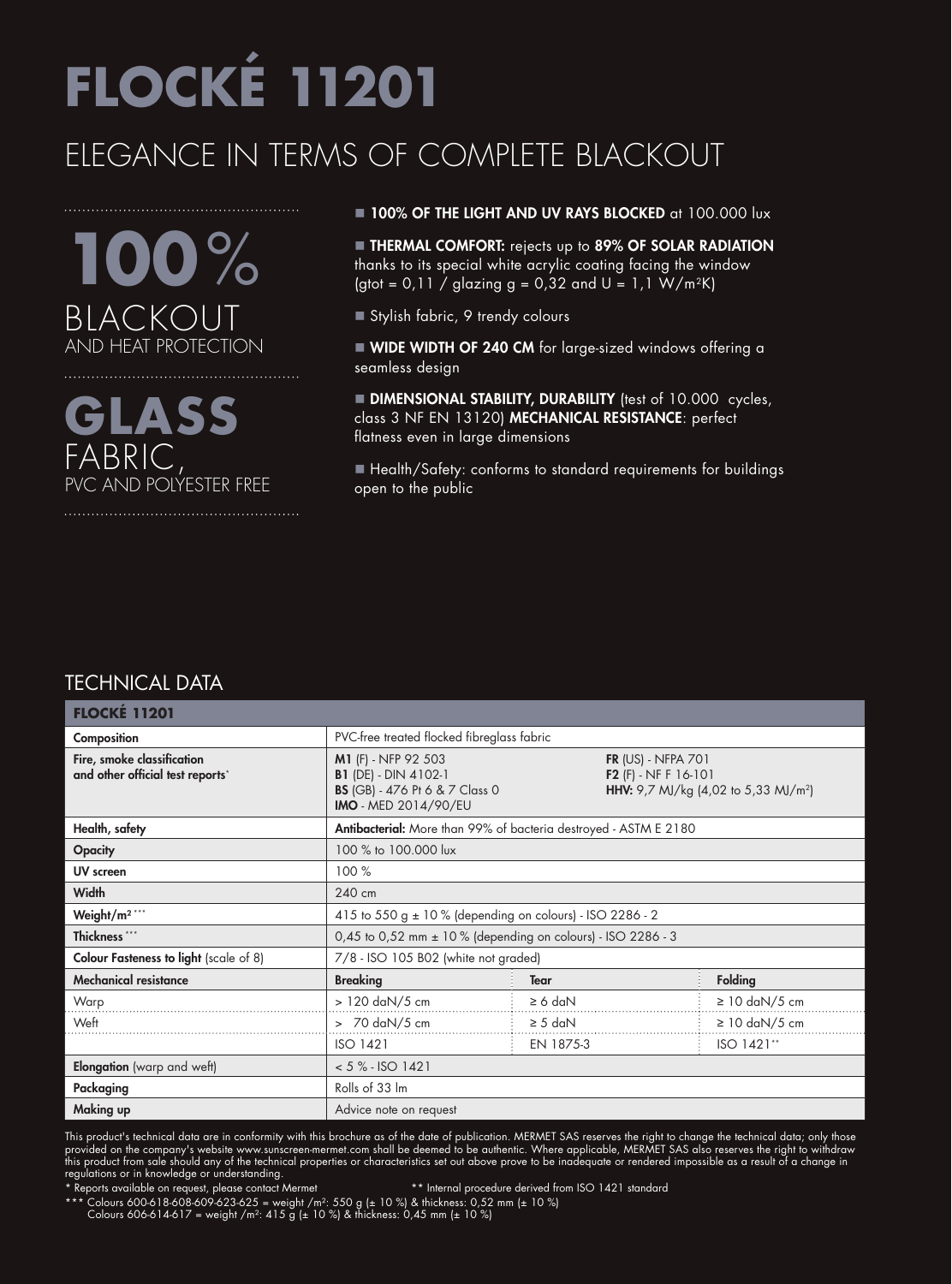# FLOCKÉ 11201

## ELEGANCE IN TERMS OF COMPLETE BLACKOUT

**100** %
BLACKOUT
AND HEAT PROTECTION

**GLASS**
FABRIC,
PVC AND POLYESTER FREE

- **100% OF THE LIGHT AND UV RAYS BLOCKED** at 100.000 lux
- **THERMAL COMFORT:** rejects up to **89% OF SOLAR RADIATION** thanks to its special white acrylic coating facing the window (gtot = 0,11 / glazing g = 0,32 and U = 1,1 W/m²K)
- Stylish fabric, 9 trendy colours
- **WIDE WIDTH OF 240 CM** for large-sized windows offering a seamless design
- **DIMENSIONAL STABILITY, DURABILITY** (test of 10.000 cycles, class 3 NF EN 13120) **MECHANICAL RESISTANCE**: perfect flatness even in large dimensions
- Health/Safety: conforms to standard requirements for buildings open to the public

## TECHNICAL DATA

| **FLOCKÉ 11201** | | | |
|---|---|---|---|
| **Composition** | PVC-free treated flocked fibreglass fabric | | |
| **Fire, smoke classification and other official test reports*** | **M1** (F) - NFP 92 503<br>**B1** (DE) - DIN 4102-1<br>**BS** (GB) - 476 Pt 6 & 7 Class 0<br>**IMO** - MED 2014/90/EU | **FR** (US) - NFPA 701<br>**F2** (F) - NF F 16-101<br>**HHV:** 9,7 MJ/kg (4,02 to 5,33 MJ/m²) | |
| **Health, safety** | **Antibacterial:** More than 99% of bacteria destroyed - ASTM E 2180 | | |
| **Opacity** | 100 % to 100.000 lux | | |
| **UV screen** | 100 % | | |
| **Width** | 240 cm | | |
| **Weight/m²** *** | 415 to 550 g ± 10 % (depending on colours) - ISO 2286 - 2 | | |
| **Thickness** *** | 0,45 to 0,52 mm ± 10 % (depending on colours) - ISO 2286 - 3 | | |
| **Colour Fasteness to light** (scale of 8) | 7/8 - ISO 105 B02 (white not graded) | | |
| **Mechanical resistance** | **Breaking** | **Tear** | **Folding** |
| Warp | > 120 daN/5 cm | ≥ 6 daN | ≥ 10 daN/5 cm |
| Weft | > 70 daN/5 cm | ≥ 5 daN | ≥ 10 daN/5 cm |
| | ISO 1421 | EN 1875-3 | ISO 1421** |
| **Elongation** (warp and weft) | < 5 % - ISO 1421 | | |
| **Packaging** | Rolls of 33 lm | | |
| **Making up** | Advice note on request | | |

This product's technical data are in conformity with this brochure as of the date of publication. MERMET SAS reserves the right to change the technical data; only those provided on the company's website www.sunscreen-mermet.com shall be deemed to be authentic. Where applicable, MERMET SAS also reserves the right to withdraw this product from sale should any of the technical properties or characteristics set out above prove to be inadequate or rendered impossible as a result of a change in regulations or in knowledge or understanding.

\* Reports available on request, please contact Mermet ** Internal procedure derived from ISO 1421 standard

*** Colours 600-618-608-609-623-625 = weight /m²: 550 g (± 10 %) & thickness: 0,52 mm (± 10 %)
Colours 606-614-617 = weight /m²: 415 g (± 10 %) & thickness: 0,45 mm (± 10 %)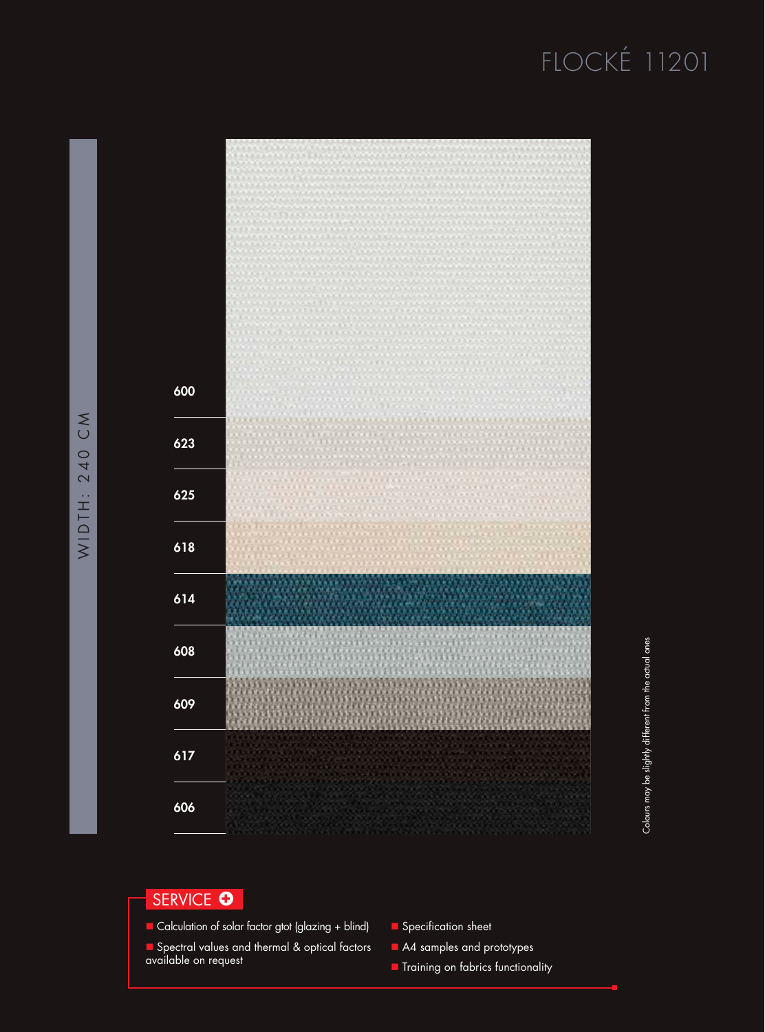# FLOCKÉ 11201

WIDTH: 240 CM

600

623

625

618

614

608

609

617

606

Colours may be slightly different from the actual ones

## SERVICE

- Calculation of solar factor gtot (glazing + blind)
- Spectral values and thermal & optical factors available on request
- Specification sheet
- A4 samples and prototypes
- Training on fabrics functionality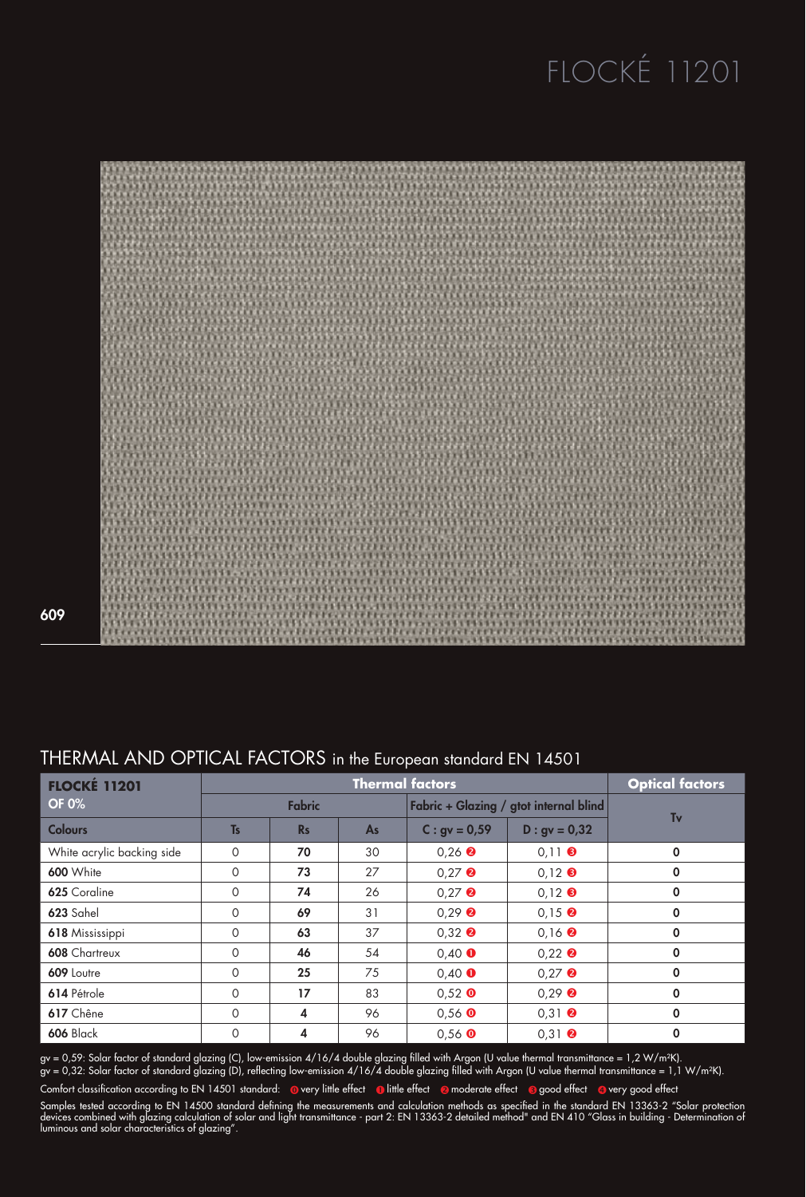# FLOCKÉ 11201

609

## THERMAL AND OPTICAL FACTORS in the European standard EN 14501

| FLOCKÉ 11201 OF 0% | Thermal factors | | | | | Optical factors |
|---|---|---|---|---|---|---|
| | Fabric | | | Fabric + Glazing / gtot internal blind | | Tv |
| Colours | Ts | Rs | As | C : gv = 0,59 | D : gv = 0,32 | |
| White acrylic backing side | 0 | **70** | 30 | 0,26 ❷ | 0,11 ❸ | **0** |
| **600** White | 0 | **73** | 27 | 0,27 ❷ | 0,12 ❸ | **0** |
| **625** Coraline | 0 | **74** | 26 | 0,27 ❷ | 0,12 ❸ | **0** |
| **623** Sahel | 0 | **69** | 31 | 0,29 ❷ | 0,15 ❷ | **0** |
| **618** Mississippi | 0 | **63** | 37 | 0,32 ❷ | 0,16 ❷ | **0** |
| **608** Chartreux | 0 | **46** | 54 | 0,40 ❶ | 0,22 ❷ | **0** |
| **609** Loutre | 0 | **25** | 75 | 0,40 ❶ | 0,27 ❷ | **0** |
| **614** Pétrole | 0 | **17** | 83 | 0,52 ⓿ | 0,29 ❷ | **0** |
| **617** Chêne | 0 | **4** | 96 | 0,56 ⓿ | 0,31 ❷ | **0** |
| **606** Black | 0 | **4** | 96 | 0,56 ⓿ | 0,31 ❷ | **0** |

gv = 0,59: Solar factor of standard glazing (C), low-emission 4/16/4 double glazing filled with Argon (U value thermal transmittance = 1,2 W/m²K).
gv = 0,32: Solar factor of standard glazing (D), reflecting low-emission 4/16/4 double glazing filled with Argon (U value thermal transmittance = 1,1 W/m²K).

Comfort classification according to EN 14501 standard: ⓿ very little effect ❶ little effect ❷ moderate effect ❸ good effect ❹ very good effect

Samples tested according to EN 14500 standard defining the measurements and calculation methods as specified in the standard EN 13363-2 "Solar protection devices combined with glazing calculation of solar and light transmittance - part 2: EN 13363-2 detailed method" and EN 410 "Glass in building - Determination of luminous and solar characteristics of glazing".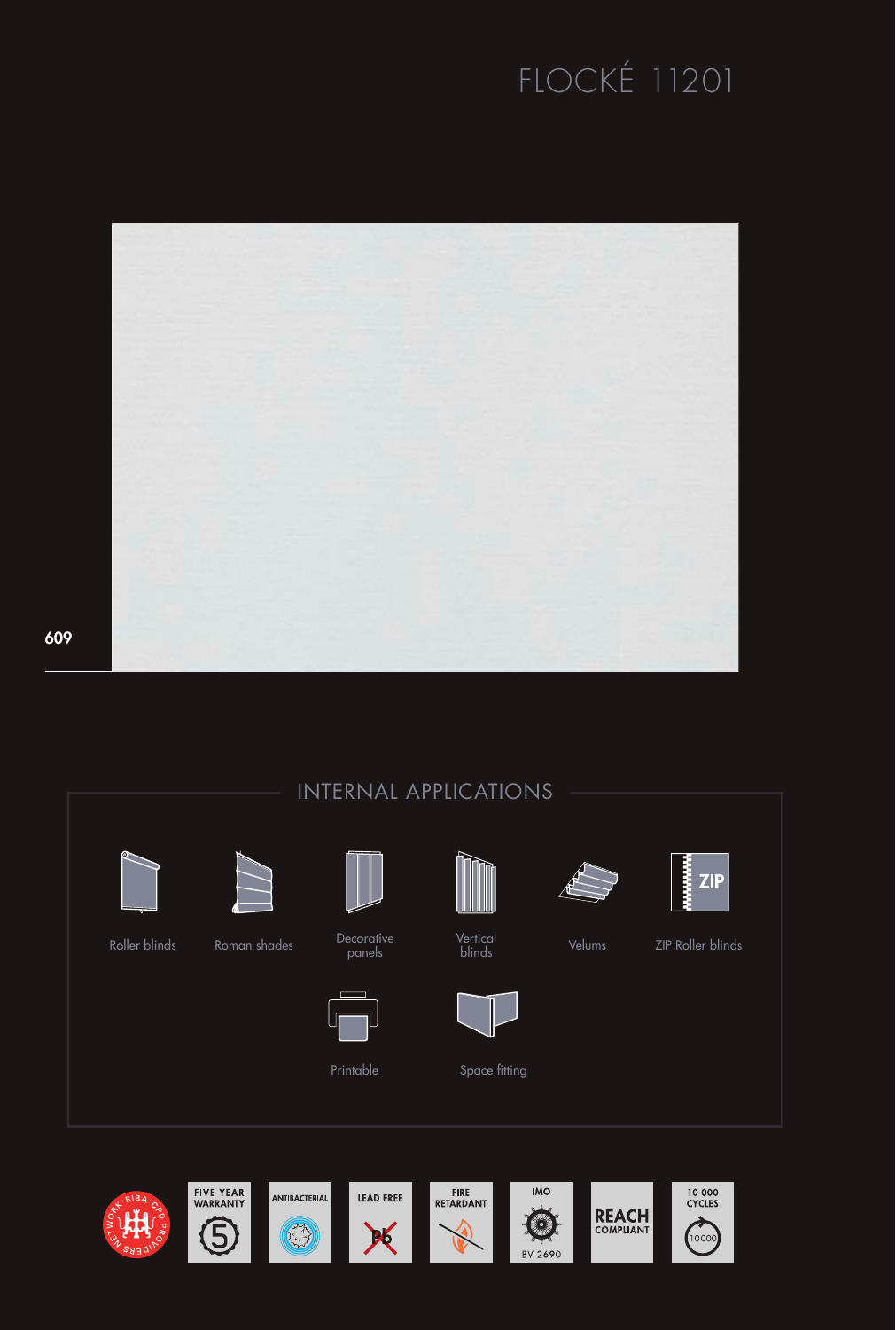# FLOCKÉ 11201

609

## INTERNAL APPLICATIONS

- Roller blinds
- Roman shades
- Decorative panels
- Vertical blinds
- Velums
- ZIP Roller blinds
- Printable
- Space fitting

FIVE YEAR WARRANTY

ANTIBACTERIAL

LEAD FREE

FIRE RETARDANT

IMO BV 2690

REACH COMPLIANT

10 000 CYCLES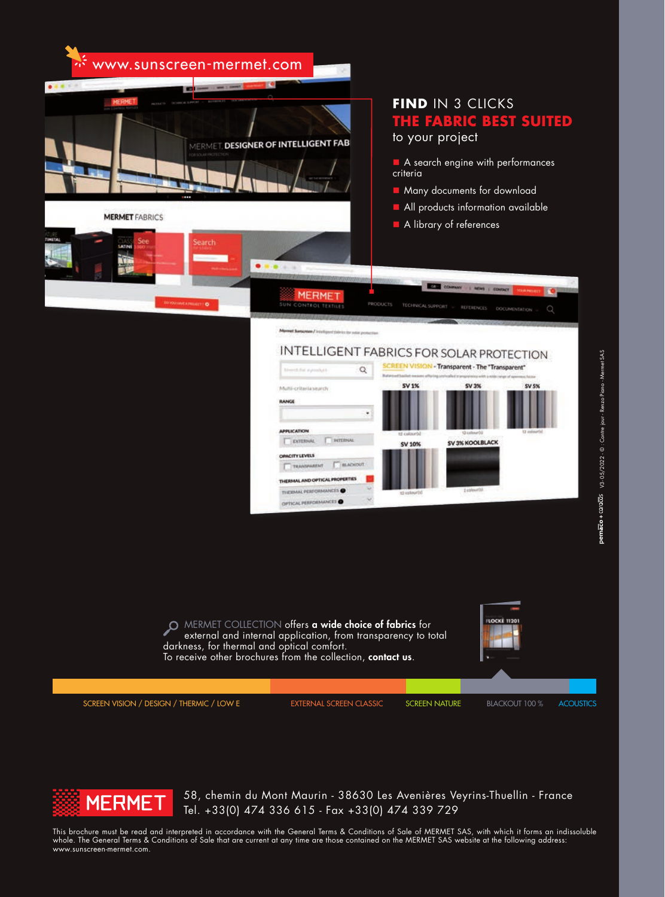www.sunscreen-mermet.com

## FIND IN 3 CLICKS THE FABRIC BEST SUITED to your project

- A search engine with performances criteria
- Many documents for download
- All products information available
- A library of references

MERMET COLLECTION offers **a wide choice of fabrics** for external and internal application, from transparency to total darkness, for thermal and optical comfort.
To receive other brochures from the collection, **contact us**.

SCREEN VISION / DESIGN / THERMIC / LOW E | EXTERNAL SCREEN CLASSIC | SCREEN NATURE | BLACKOUT 100 % | ACOUSTICS

MERMET

58, chemin du Mont Maurin - 38630 Les Avenières Veyrins-Thuellin - France
Tel. +33(0) 474 336 615 - Fax +33(0) 474 339 729

This brochure must be read and interpreted in accordance with the General Terms & Conditions of Sale of MERMET SAS, with which it forms an indissoluble whole. The General Terms & Conditions of Sale that are current at any time are those contained on the MERMET SAS website at the following address: www.sunscreen-mermet.com.

pemaco + caracas V3-05/2022 - © : Centre pour : Renzo Piano - Mermet SAS